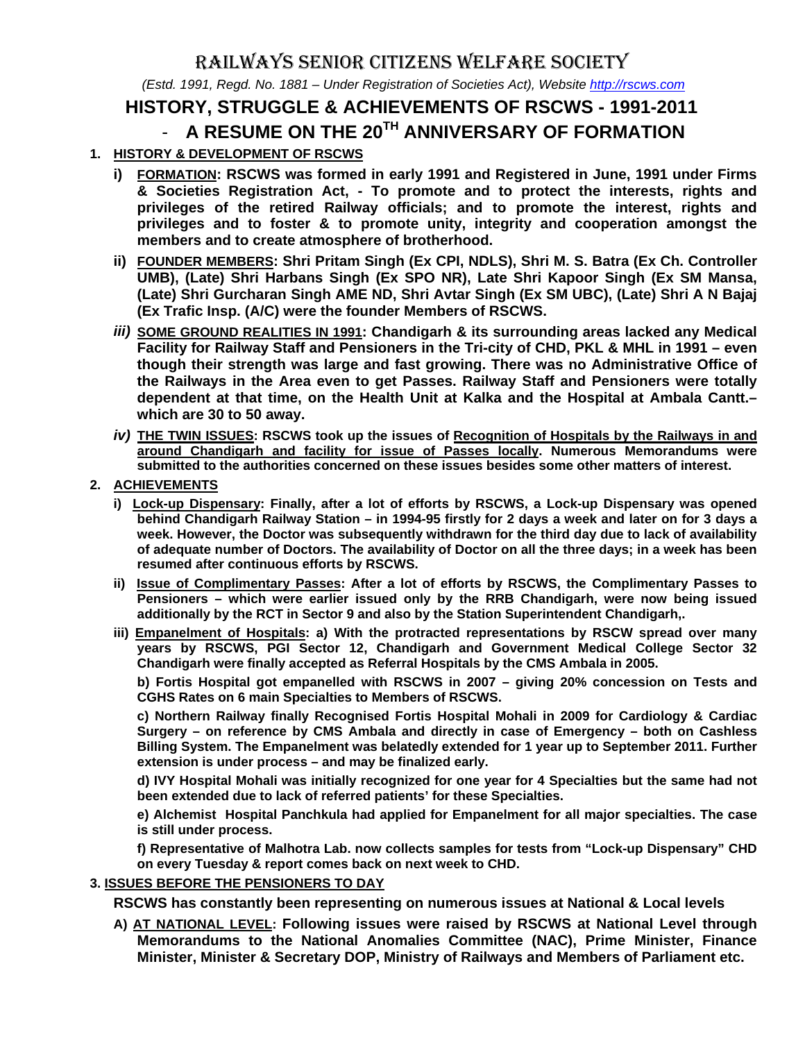# RAILWAYS SENIOR CITIZENS WELFARE SOCIETY

*(Estd. 1991, Regd. No. 1881 – Under Registration of Societies Act), Website http://rscws.com*

## HISTORY, STRUGGLE & ACHIEVEMENTS OF RSCWS - 1991-2011

## - A RESUME ON THE 20TH ANNIVERSARY OF FORMATION

1. **HISTORY & DEVELOPMENT OF RSCWS**

   i) **FORMATION: RSCWS was formed in early 1991 and Registered in June, 1991 under Firms & Societies Registration Act, - To promote and to protect the interests, rights and privileges of the retired Railway officials; and to promote the interest, rights and privileges and to foster & to promote unity, integrity and cooperation amongst the members and to create atmosphere of brotherhood.**

   ii) **FOUNDER MEMBERS: Shri Pritam Singh (Ex CPI, NDLS), Shri M. S. Batra (Ex Ch. Controller UMB), (Late) Shri Harbans Singh (Ex SPO NR), Late Shri Kapoor Singh (Ex SM Mansa, (Late) Shri Gurcharan Singh AME ND, Shri Avtar Singh (Ex SM UBC), (Late) Shri A N Bajaj (Ex Trafic Insp. (A/C) were the founder Members of RSCWS.**

   *iii)* **SOME GROUND REALITIES IN 1991: Chandigarh & its surrounding areas lacked any Medical Facility for Railway Staff and Pensioners in the Tri-city of CHD, PKL & MHL in 1991 – even though their strength was large and fast growing. There was no Administrative Office of the Railways in the Area even to get Passes. Railway Staff and Pensioners were totally dependent at that time, on the Health Unit at Kalka and the Hospital at Ambala Cantt.– which are 30 to 50 away.**

   *iv)* **THE TWIN ISSUES: RSCWS took up the issues of Recognition of Hospitals by the Railways in and around Chandigarh and facility for issue of Passes locally. Numerous Memorandums were submitted to the authorities concerned on these issues besides some other matters of interest.**

2. **ACHIEVEMENTS**

   i) **Lock-up Dispensary: Finally, after a lot of efforts by RSCWS, a Lock-up Dispensary was opened behind Chandigarh Railway Station – in 1994-95 firstly for 2 days a week and later on for 3 days a week. However, the Doctor was subsequently withdrawn for the third day due to lack of availability of adequate number of Doctors. The availability of Doctor on all the three days; in a week has been resumed after continuous efforts by RSCWS.**

   ii) **Issue of Complimentary Passes: After a lot of efforts by RSCWS, the Complimentary Passes to Pensioners – which were earlier issued only by the RRB Chandigarh, were now being issued additionally by the RCT in Sector 9 and also by the Station Superintendent Chandigarh,.**

   iii) **Empanelment of Hospitals: a) With the protracted representations by RSCW spread over many years by RSCWS, PGI Sector 12, Chandigarh and Government Medical College Sector 32 Chandigarh were finally accepted as Referral Hospitals by the CMS Ambala in 2005.**

   **b) Fortis Hospital got empanelled with RSCWS in 2007 – giving 20% concession on Tests and CGHS Rates on 6 main Specialties to Members of RSCWS.**

   **c) Northern Railway finally Recognised Fortis Hospital Mohali in 2009 for Cardiology & Cardiac Surgery – on reference by CMS Ambala and directly in case of Emergency – both on Cashless Billing System. The Empanelment was belatedly extended for 1 year up to September 2011. Further extension is under process – and may be finalized early.**

   **d) IVY Hospital Mohali was initially recognized for one year for 4 Specialties but the same had not been extended due to lack of referred patients' for these Specialties.**

   **e) Alchemist Hospital Panchkula had applied for Empanelment for all major specialties. The case is still under process.**

   **f) Representative of Malhotra Lab. now collects samples for tests from "Lock-up Dispensary" CHD on every Tuesday & report comes back on next week to CHD.**

3. **ISSUES BEFORE THE PENSIONERS TO DAY**

   **RSCWS has constantly been representing on numerous issues at National & Local levels**

   A) **AT NATIONAL LEVEL: Following issues were raised by RSCWS at National Level through Memorandums to the National Anomalies Committee (NAC), Prime Minister, Finance Minister, Minister & Secretary DOP, Ministry of Railways and Members of Parliament etc.**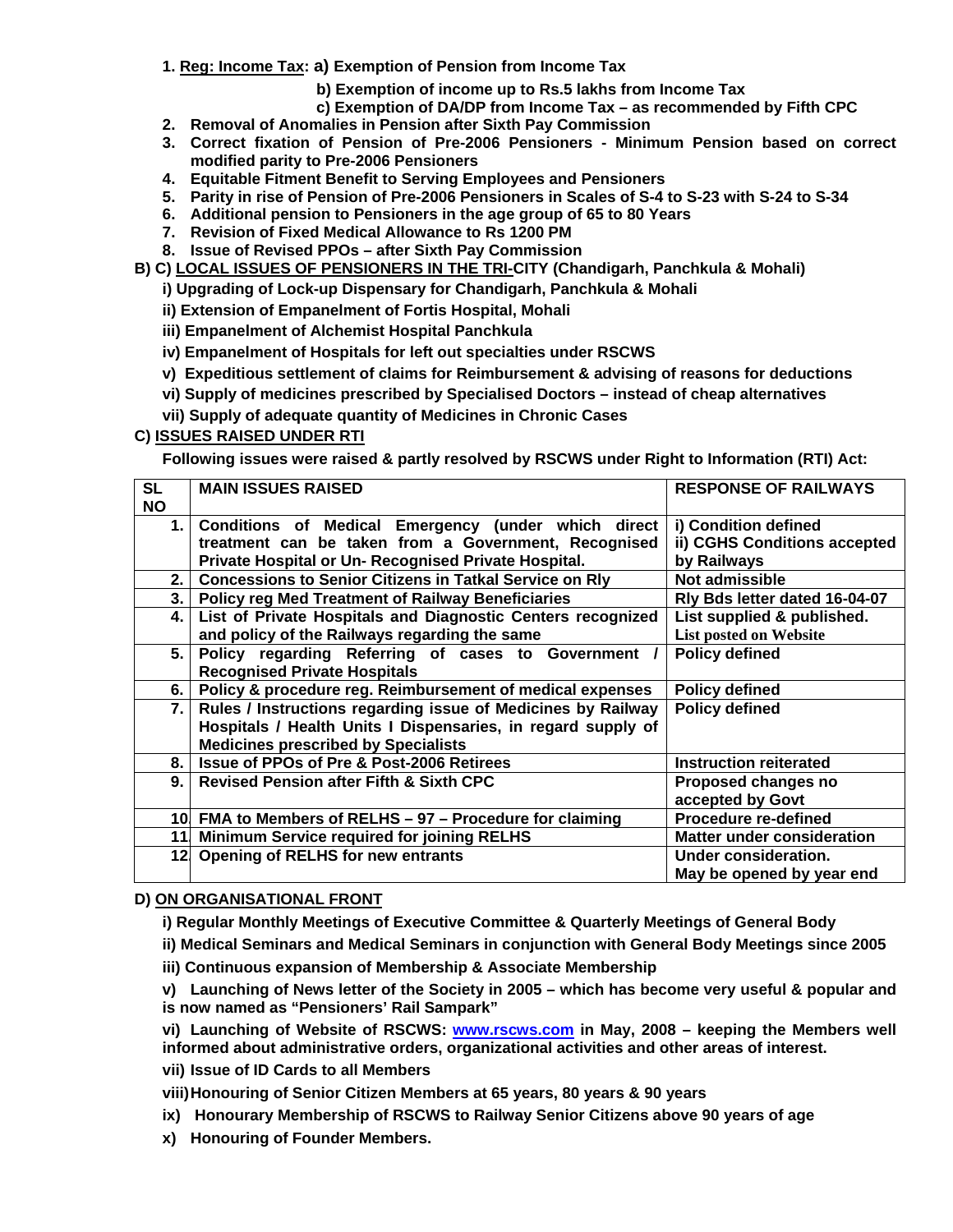**1. Reg: Income Tax: a) Exemption of Pension from Income Tax**

**b) Exemption of income up to Rs.5 lakhs from Income Tax**

**c) Exemption of DA/DP from Income Tax – as recommended by Fifth CPC**

2. **Removal of Anomalies in Pension after Sixth Pay Commission**
3. **Correct fixation of Pension of Pre-2006 Pensioners - Minimum Pension based on correct modified parity to Pre-2006 Pensioners**
4. **Equitable Fitment Benefit to Serving Employees and Pensioners**
5. **Parity in rise of Pension of Pre-2006 Pensioners in Scales of S-4 to S-23 with S-24 to S-34**
6. **Additional pension to Pensioners in the age group of 65 to 80 Years**
7. **Revision of Fixed Medical Allowance to Rs 1200 PM**
8. **Issue of Revised PPOs – after Sixth Pay Commission**

**B) C) LOCAL ISSUES OF PENSIONERS IN THE TRI-CITY (Chandigarh, Panchkula & Mohali)**

**i) Upgrading of Lock-up Dispensary for Chandigarh, Panchkula & Mohali**

**ii) Extension of Empanelment of Fortis Hospital, Mohali**

**iii) Empanelment of Alchemist Hospital Panchkula**

**iv) Empanelment of Hospitals for left out specialties under RSCWS**

**v) Expeditious settlement of claims for Reimbursement & advising of reasons for deductions**

**vi) Supply of medicines prescribed by Specialised Doctors – instead of cheap alternatives**

**vii) Supply of adequate quantity of Medicines in Chronic Cases**

**C) ISSUES RAISED UNDER RTI**

**Following issues were raised & partly resolved by RSCWS under Right to Information (RTI) Act:**

| SL NO | MAIN ISSUES RAISED | RESPONSE OF RAILWAYS |
|---|---|---|
| 1. | Conditions of Medical Emergency (under which direct treatment can be taken from a Government, Recognised Private Hospital or Un- Recognised Private Hospital. | i) Condition defined<br>ii) CGHS Conditions accepted by Railways |
| 2. | Concessions to Senior Citizens in Tatkal Service on Rly | Not admissible |
| 3. | Policy reg Med Treatment of Railway Beneficiaries | Rly Bds letter dated 16-04-07 |
| 4. | List of Private Hospitals and Diagnostic Centers recognized and policy of the Railways regarding the same | List supplied & published. List posted on Website |
| 5. | Policy regarding Referring of cases to Government / Recognised Private Hospitals | Policy defined |
| 6. | Policy & procedure reg. Reimbursement of medical expenses | Policy defined |
| 7. | Rules / Instructions regarding issue of Medicines by Railway Hospitals / Health Units I Dispensaries, in regard supply of Medicines prescribed by Specialists | Policy defined |
| 8. | Issue of PPOs of Pre & Post-2006 Retirees | Instruction reiterated |
| 9. | Revised Pension after Fifth & Sixth CPC | Proposed changes no accepted by Govt |
| 10. | FMA to Members of RELHS – 97 – Procedure for claiming | Procedure re-defined |
| 11. | Minimum Service required for joining RELHS | Matter under consideration |
| 12. | Opening of RELHS for new entrants | Under consideration. May be opened by year end |

**D) ON ORGANISATIONAL FRONT**

**i) Regular Monthly Meetings of Executive Committee & Quarterly Meetings of General Body**

**ii) Medical Seminars and Medical Seminars in conjunction with General Body Meetings since 2005**

**iii) Continuous expansion of Membership & Associate Membership**

**v) Launching of News letter of the Society in 2005 – which has become very useful & popular and is now named as "Pensioners' Rail Sampark"**

**vi) Launching of Website of RSCWS: www.rscws.com in May, 2008 – keeping the Members well informed about administrative orders, organizational activities and other areas of interest.**

**vii) Issue of ID Cards to all Members**

**viii) Honouring of Senior Citizen Members at 65 years, 80 years & 90 years**

**ix) Honourary Membership of RSCWS to Railway Senior Citizens above 90 years of age**

**x) Honouring of Founder Members.**